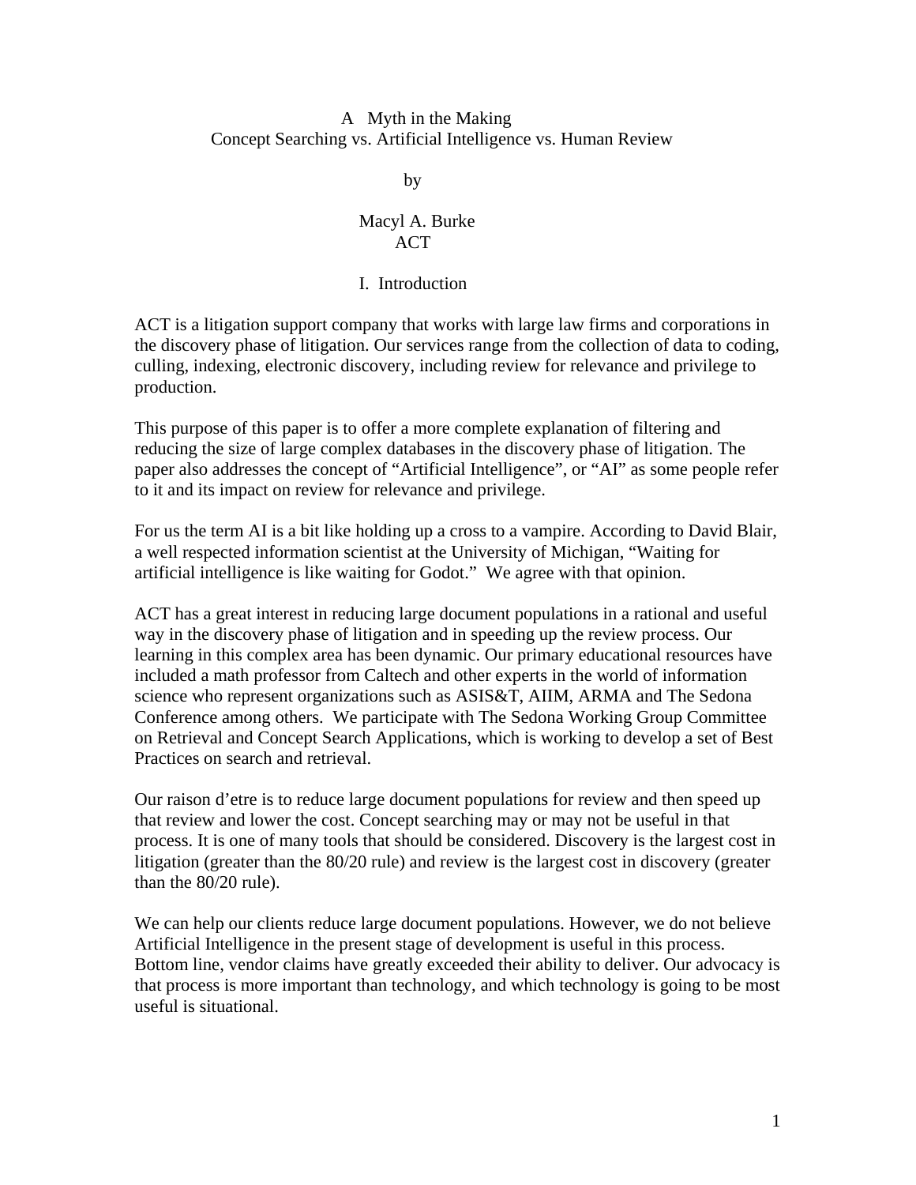# A Myth in the Making
## Concept Searching vs. Artificial Intelligence vs. Human Review

by

Macyl A. Burke
ACT

## I. Introduction

ACT is a litigation support company that works with large law firms and corporations in the discovery phase of litigation. Our services range from the collection of data to coding, culling, indexing, electronic discovery, including review for relevance and privilege to production.

This purpose of this paper is to offer a more complete explanation of filtering and reducing the size of large complex databases in the discovery phase of litigation. The paper also addresses the concept of "Artificial Intelligence", or "AI" as some people refer to it and its impact on review for relevance and privilege.

For us the term AI is a bit like holding up a cross to a vampire. According to David Blair, a well respected information scientist at the University of Michigan, "Waiting for artificial intelligence is like waiting for Godot." We agree with that opinion.

ACT has a great interest in reducing large document populations in a rational and useful way in the discovery phase of litigation and in speeding up the review process. Our learning in this complex area has been dynamic. Our primary educational resources have included a math professor from Caltech and other experts in the world of information science who represent organizations such as ASIS&T, AIIM, ARMA and The Sedona Conference among others. We participate with The Sedona Working Group Committee on Retrieval and Concept Search Applications, which is working to develop a set of Best Practices on search and retrieval.

Our raison d'etre is to reduce large document populations for review and then speed up that review and lower the cost. Concept searching may or may not be useful in that process. It is one of many tools that should be considered. Discovery is the largest cost in litigation (greater than the 80/20 rule) and review is the largest cost in discovery (greater than the 80/20 rule).

We can help our clients reduce large document populations. However, we do not believe Artificial Intelligence in the present stage of development is useful in this process. Bottom line, vendor claims have greatly exceeded their ability to deliver. Our advocacy is that process is more important than technology, and which technology is going to be most useful is situational.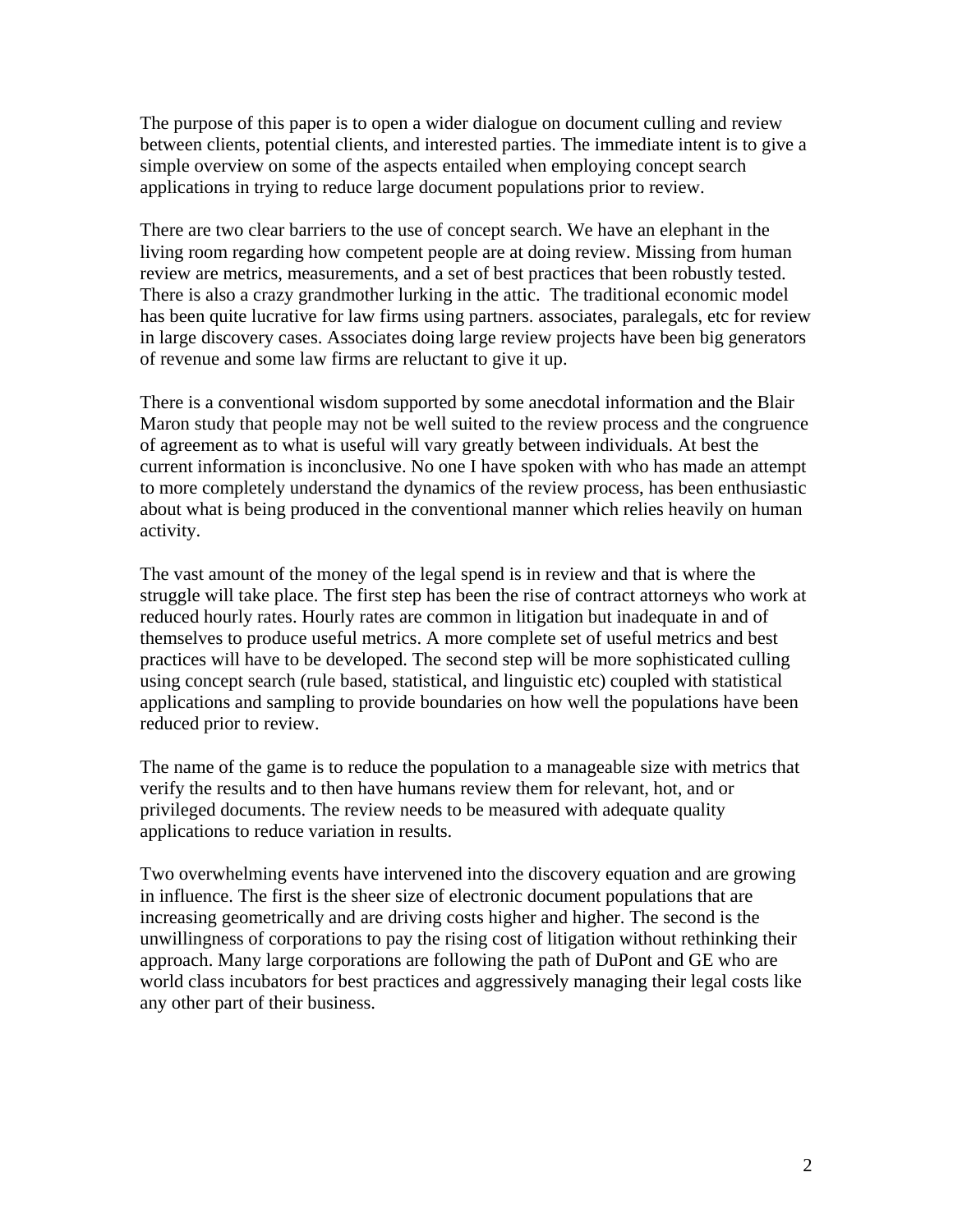The purpose of this paper is to open a wider dialogue on document culling and review between clients, potential clients, and interested parties. The immediate intent is to give a simple overview on some of the aspects entailed when employing concept search applications in trying to reduce large document populations prior to review.

There are two clear barriers to the use of concept search. We have an elephant in the living room regarding how competent people are at doing review. Missing from human review are metrics, measurements, and a set of best practices that been robustly tested. There is also a crazy grandmother lurking in the attic. The traditional economic model has been quite lucrative for law firms using partners. associates, paralegals, etc for review in large discovery cases. Associates doing large review projects have been big generators of revenue and some law firms are reluctant to give it up.

There is a conventional wisdom supported by some anecdotal information and the Blair Maron study that people may not be well suited to the review process and the congruence of agreement as to what is useful will vary greatly between individuals. At best the current information is inconclusive. No one I have spoken with who has made an attempt to more completely understand the dynamics of the review process, has been enthusiastic about what is being produced in the conventional manner which relies heavily on human activity.

The vast amount of the money of the legal spend is in review and that is where the struggle will take place. The first step has been the rise of contract attorneys who work at reduced hourly rates. Hourly rates are common in litigation but inadequate in and of themselves to produce useful metrics. A more complete set of useful metrics and best practices will have to be developed. The second step will be more sophisticated culling using concept search (rule based, statistical, and linguistic etc) coupled with statistical applications and sampling to provide boundaries on how well the populations have been reduced prior to review.

The name of the game is to reduce the population to a manageable size with metrics that verify the results and to then have humans review them for relevant, hot, and or privileged documents. The review needs to be measured with adequate quality applications to reduce variation in results.

Two overwhelming events have intervened into the discovery equation and are growing in influence. The first is the sheer size of electronic document populations that are increasing geometrically and are driving costs higher and higher. The second is the unwillingness of corporations to pay the rising cost of litigation without rethinking their approach. Many large corporations are following the path of DuPont and GE who are world class incubators for best practices and aggressively managing their legal costs like any other part of their business.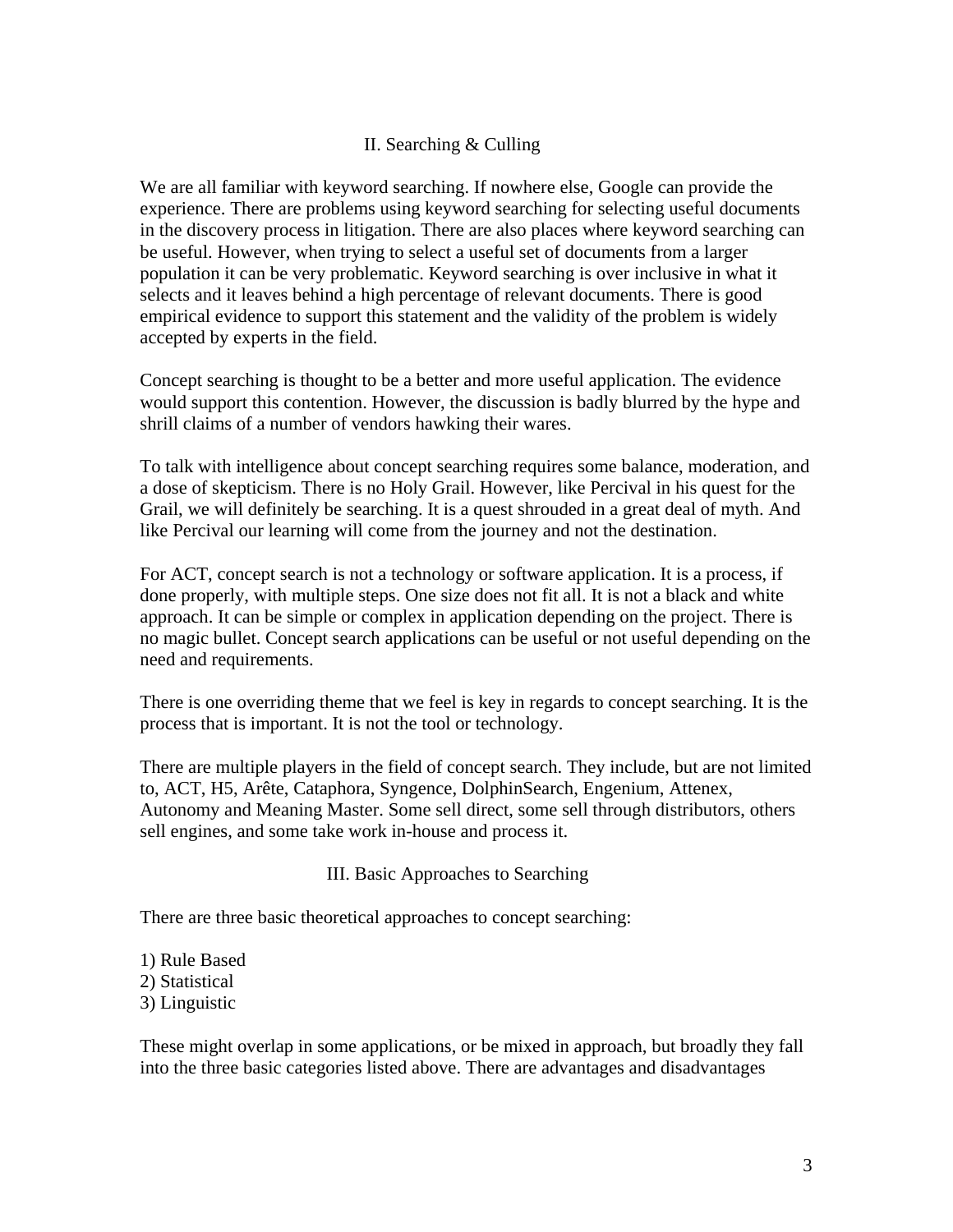## II. Searching & Culling

We are all familiar with keyword searching. If nowhere else, Google can provide the experience. There are problems using keyword searching for selecting useful documents in the discovery process in litigation. There are also places where keyword searching can be useful. However, when trying to select a useful set of documents from a larger population it can be very problematic. Keyword searching is over inclusive in what it selects and it leaves behind a high percentage of relevant documents. There is good empirical evidence to support this statement and the validity of the problem is widely accepted by experts in the field.

Concept searching is thought to be a better and more useful application. The evidence would support this contention. However, the discussion is badly blurred by the hype and shrill claims of a number of vendors hawking their wares.

To talk with intelligence about concept searching requires some balance, moderation, and a dose of skepticism. There is no Holy Grail. However, like Percival in his quest for the Grail, we will definitely be searching. It is a quest shrouded in a great deal of myth. And like Percival our learning will come from the journey and not the destination.

For ACT, concept search is not a technology or software application. It is a process, if done properly, with multiple steps. One size does not fit all. It is not a black and white approach. It can be simple or complex in application depending on the project. There is no magic bullet. Concept search applications can be useful or not useful depending on the need and requirements.

There is one overriding theme that we feel is key in regards to concept searching. It is the process that is important. It is not the tool or technology.

There are multiple players in the field of concept search. They include, but are not limited to, ACT, H5, Arête, Cataphora, Syngence, DolphinSearch, Engenium, Attenex, Autonomy and Meaning Master. Some sell direct, some sell through distributors, others sell engines, and some take work in-house and process it.

## III. Basic Approaches to Searching

There are three basic theoretical approaches to concept searching:

1) Rule Based
2) Statistical
3) Linguistic

These might overlap in some applications, or be mixed in approach, but broadly they fall into the three basic categories listed above. There are advantages and disadvantages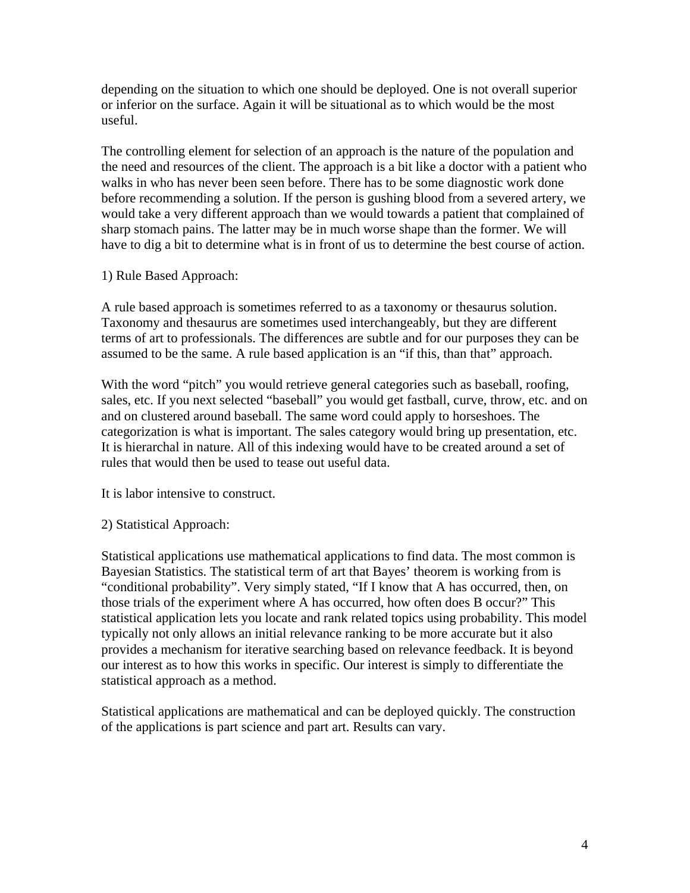depending on the situation to which one should be deployed. One is not overall superior or inferior on the surface. Again it will be situational as to which would be the most useful.

The controlling element for selection of an approach is the nature of the population and the need and resources of the client. The approach is a bit like a doctor with a patient who walks in who has never been seen before. There has to be some diagnostic work done before recommending a solution. If the person is gushing blood from a severed artery, we would take a very different approach than we would towards a patient that complained of sharp stomach pains. The latter may be in much worse shape than the former. We will have to dig a bit to determine what is in front of us to determine the best course of action.

1) Rule Based Approach:

A rule based approach is sometimes referred to as a taxonomy or thesaurus solution. Taxonomy and thesaurus are sometimes used interchangeably, but they are different terms of art to professionals. The differences are subtle and for our purposes they can be assumed to be the same. A rule based application is an "if this, than that" approach.

With the word "pitch" you would retrieve general categories such as baseball, roofing, sales, etc. If you next selected "baseball" you would get fastball, curve, throw, etc. and on and on clustered around baseball. The same word could apply to horseshoes. The categorization is what is important. The sales category would bring up presentation, etc. It is hierarchal in nature. All of this indexing would have to be created around a set of rules that would then be used to tease out useful data.

It is labor intensive to construct.

2) Statistical Approach:

Statistical applications use mathematical applications to find data. The most common is Bayesian Statistics. The statistical term of art that Bayes' theorem is working from is "conditional probability". Very simply stated, "If I know that A has occurred, then, on those trials of the experiment where A has occurred, how often does B occur?" This statistical application lets you locate and rank related topics using probability. This model typically not only allows an initial relevance ranking to be more accurate but it also provides a mechanism for iterative searching based on relevance feedback. It is beyond our interest as to how this works in specific. Our interest is simply to differentiate the statistical approach as a method.

Statistical applications are mathematical and can be deployed quickly. The construction of the applications is part science and part art. Results can vary.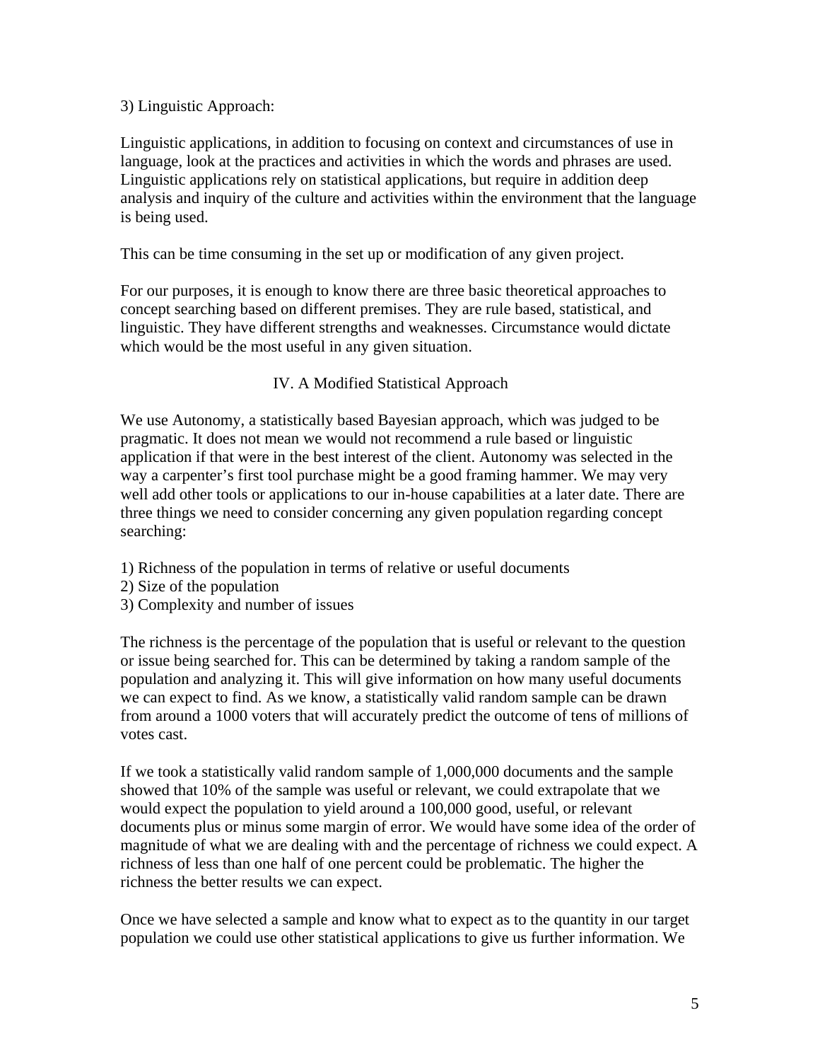3) Linguistic Approach:

Linguistic applications, in addition to focusing on context and circumstances of use in language, look at the practices and activities in which the words and phrases are used. Linguistic applications rely on statistical applications, but require in addition deep analysis and inquiry of the culture and activities within the environment that the language is being used.

This can be time consuming in the set up or modification of any given project.

For our purposes, it is enough to know there are three basic theoretical approaches to concept searching based on different premises. They are rule based, statistical, and linguistic. They have different strengths and weaknesses. Circumstance would dictate which would be the most useful in any given situation.

## IV. A Modified Statistical Approach

We use Autonomy, a statistically based Bayesian approach, which was judged to be pragmatic. It does not mean we would not recommend a rule based or linguistic application if that were in the best interest of the client. Autonomy was selected in the way a carpenter's first tool purchase might be a good framing hammer. We may very well add other tools or applications to our in-house capabilities at a later date. There are three things we need to consider concerning any given population regarding concept searching:

1) Richness of the population in terms of relative or useful documents
2) Size of the population
3) Complexity and number of issues

The richness is the percentage of the population that is useful or relevant to the question or issue being searched for. This can be determined by taking a random sample of the population and analyzing it. This will give information on how many useful documents we can expect to find. As we know, a statistically valid random sample can be drawn from around a 1000 voters that will accurately predict the outcome of tens of millions of votes cast.

If we took a statistically valid random sample of 1,000,000 documents and the sample showed that 10% of the sample was useful or relevant, we could extrapolate that we would expect the population to yield around a 100,000 good, useful, or relevant documents plus or minus some margin of error. We would have some idea of the order of magnitude of what we are dealing with and the percentage of richness we could expect. A richness of less than one half of one percent could be problematic. The higher the richness the better results we can expect.

Once we have selected a sample and know what to expect as to the quantity in our target population we could use other statistical applications to give us further information. We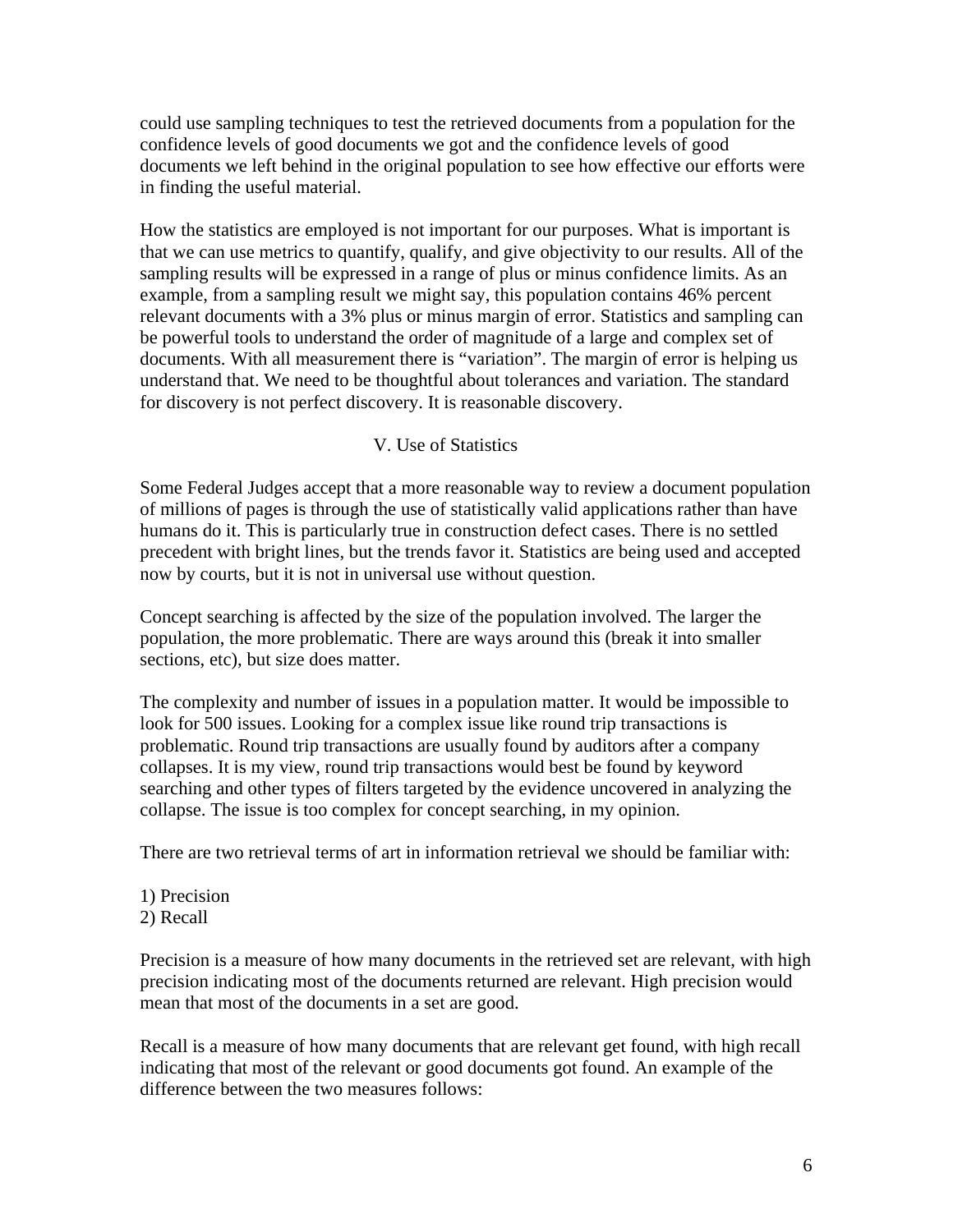could use sampling techniques to test the retrieved documents from a population for the confidence levels of good documents we got and the confidence levels of good documents we left behind in the original population to see how effective our efforts were in finding the useful material.

How the statistics are employed is not important for our purposes. What is important is that we can use metrics to quantify, qualify, and give objectivity to our results. All of the sampling results will be expressed in a range of plus or minus confidence limits. As an example, from a sampling result we might say, this population contains 46% percent relevant documents with a 3% plus or minus margin of error. Statistics and sampling can be powerful tools to understand the order of magnitude of a large and complex set of documents. With all measurement there is "variation". The margin of error is helping us understand that. We need to be thoughtful about tolerances and variation. The standard for discovery is not perfect discovery. It is reasonable discovery.

## V. Use of Statistics

Some Federal Judges accept that a more reasonable way to review a document population of millions of pages is through the use of statistically valid applications rather than have humans do it. This is particularly true in construction defect cases. There is no settled precedent with bright lines, but the trends favor it. Statistics are being used and accepted now by courts, but it is not in universal use without question.

Concept searching is affected by the size of the population involved. The larger the population, the more problematic. There are ways around this (break it into smaller sections, etc), but size does matter.

The complexity and number of issues in a population matter. It would be impossible to look for 500 issues. Looking for a complex issue like round trip transactions is problematic. Round trip transactions are usually found by auditors after a company collapses. It is my view, round trip transactions would best be found by keyword searching and other types of filters targeted by the evidence uncovered in analyzing the collapse. The issue is too complex for concept searching, in my opinion.

There are two retrieval terms of art in information retrieval we should be familiar with:

1) Precision
2) Recall

Precision is a measure of how many documents in the retrieved set are relevant, with high precision indicating most of the documents returned are relevant. High precision would mean that most of the documents in a set are good.

Recall is a measure of how many documents that are relevant get found, with high recall indicating that most of the relevant or good documents got found. An example of the difference between the two measures follows: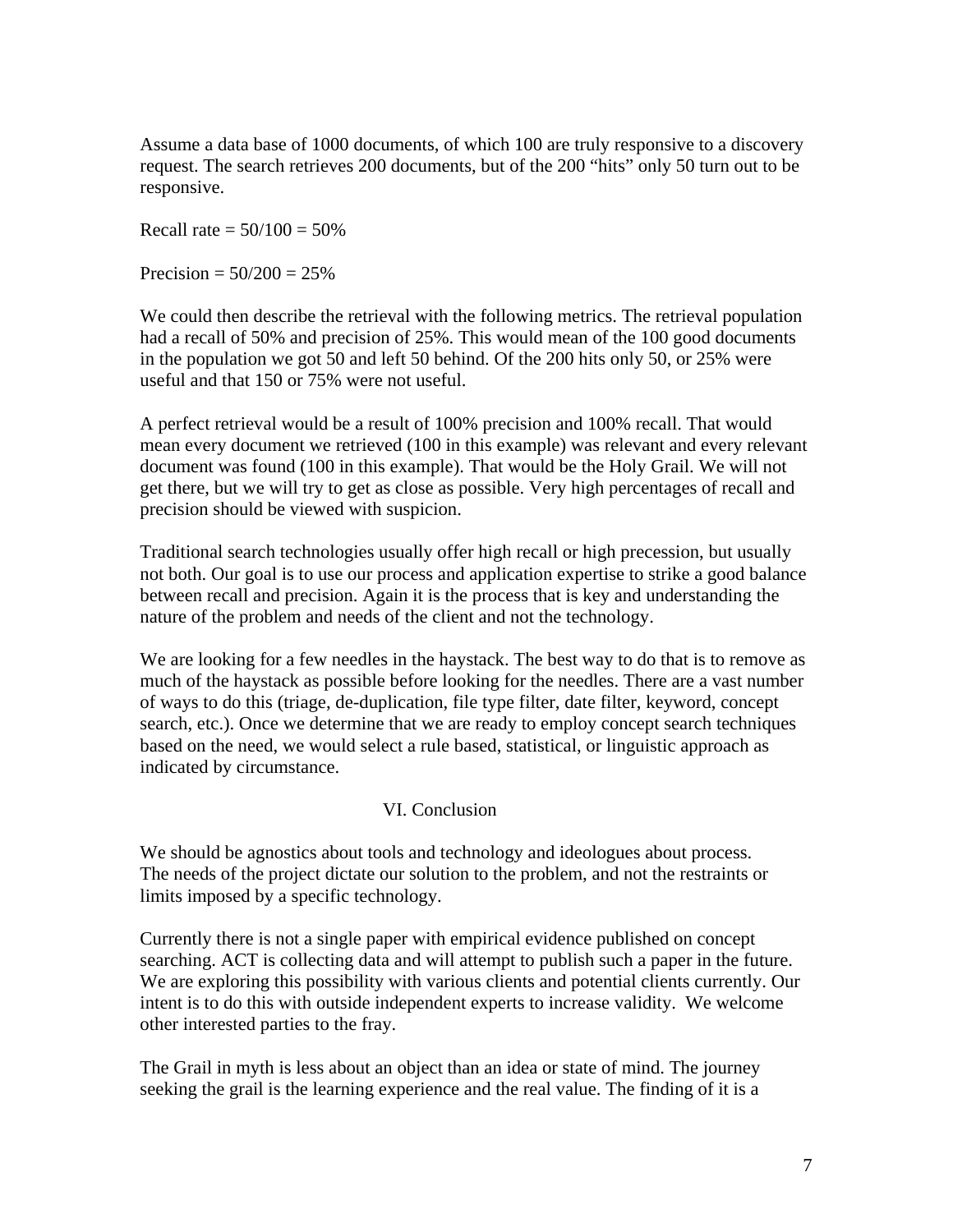Assume a data base of 1000 documents, of which 100 are truly responsive to a discovery request. The search retrieves 200 documents, but of the 200 "hits" only 50 turn out to be responsive.

Recall rate = 50/100 = 50%

Precision = 50/200 = 25%

We could then describe the retrieval with the following metrics. The retrieval population had a recall of 50% and precision of 25%. This would mean of the 100 good documents in the population we got 50 and left 50 behind. Of the 200 hits only 50, or 25% were useful and that 150 or 75% were not useful.

A perfect retrieval would be a result of 100% precision and 100% recall. That would mean every document we retrieved (100 in this example) was relevant and every relevant document was found (100 in this example). That would be the Holy Grail. We will not get there, but we will try to get as close as possible. Very high percentages of recall and precision should be viewed with suspicion.

Traditional search technologies usually offer high recall or high precession, but usually not both. Our goal is to use our process and application expertise to strike a good balance between recall and precision. Again it is the process that is key and understanding the nature of the problem and needs of the client and not the technology.

We are looking for a few needles in the haystack. The best way to do that is to remove as much of the haystack as possible before looking for the needles. There are a vast number of ways to do this (triage, de-duplication, file type filter, date filter, keyword, concept search, etc.). Once we determine that we are ready to employ concept search techniques based on the need, we would select a rule based, statistical, or linguistic approach as indicated by circumstance.

## VI. Conclusion

We should be agnostics about tools and technology and ideologues about process. The needs of the project dictate our solution to the problem, and not the restraints or limits imposed by a specific technology.

Currently there is not a single paper with empirical evidence published on concept searching. ACT is collecting data and will attempt to publish such a paper in the future. We are exploring this possibility with various clients and potential clients currently. Our intent is to do this with outside independent experts to increase validity. We welcome other interested parties to the fray.

The Grail in myth is less about an object than an idea or state of mind. The journey seeking the grail is the learning experience and the real value. The finding of it is a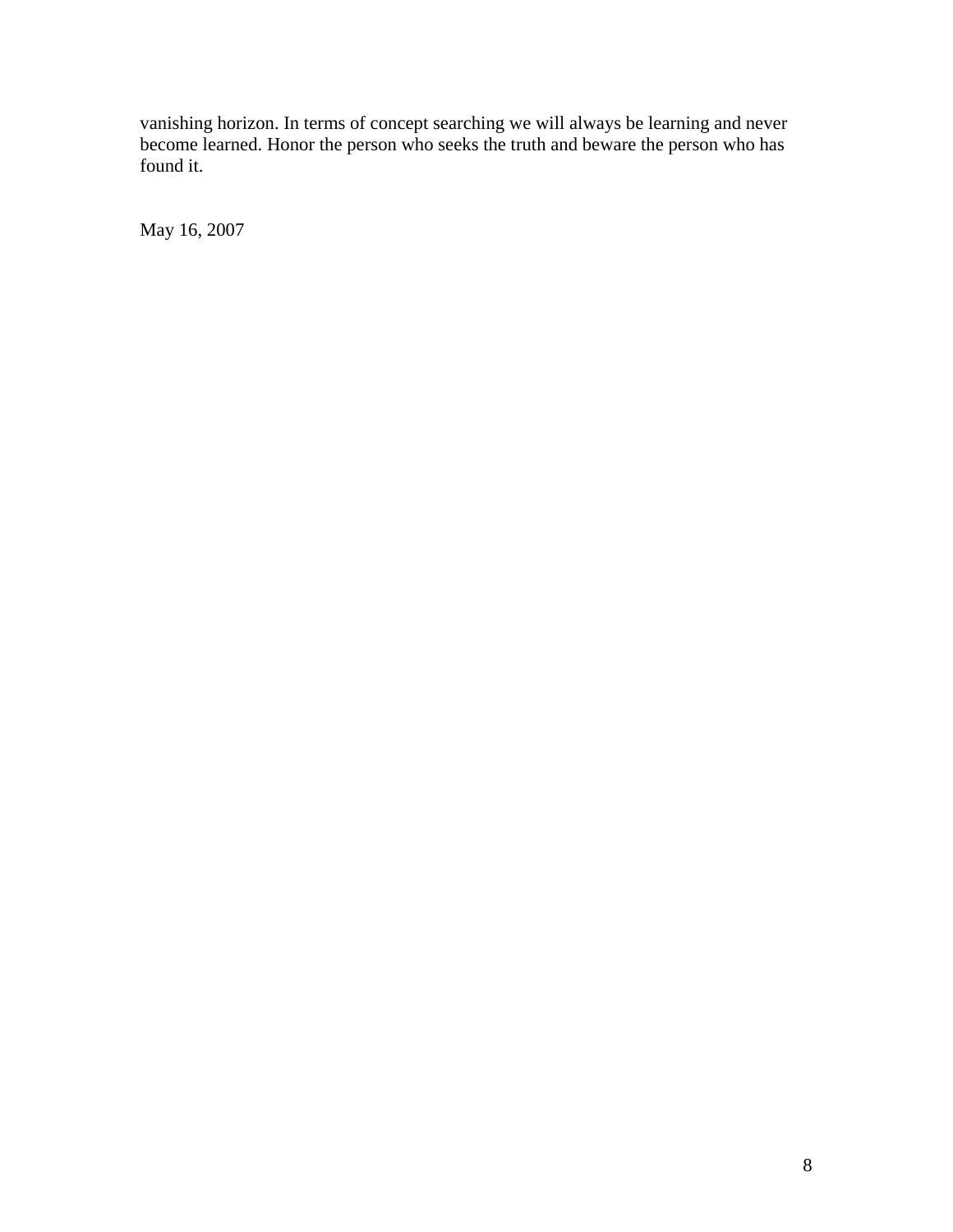vanishing horizon. In terms of concept searching we will always be learning and never become learned. Honor the person who seeks the truth and beware the person who has found it.

May 16, 2007